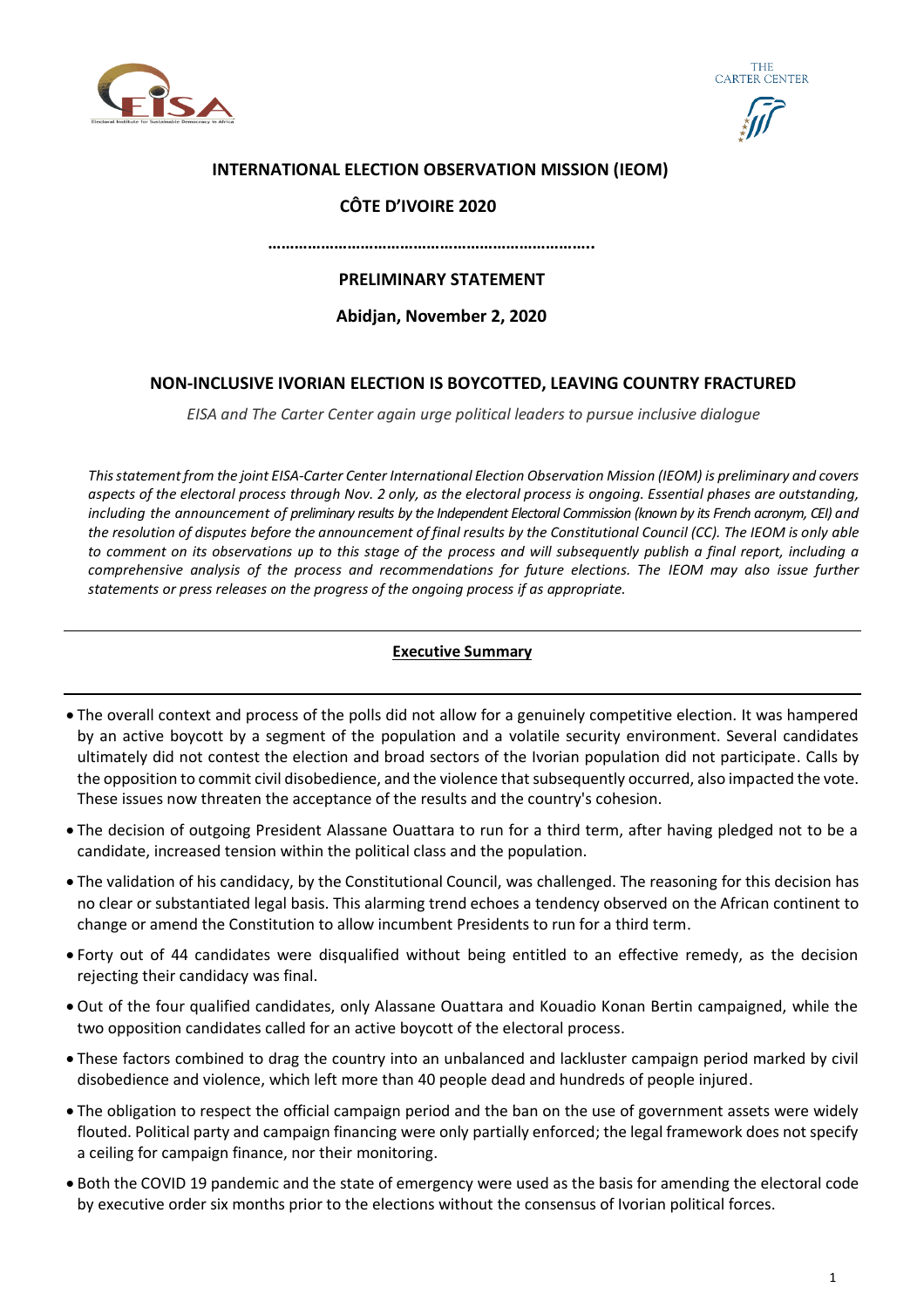**INTERNATIONAL ELECTION OBSERVATION MISSION (IEOM)**

**CÔTE D'IVOIRE 2020**

………………………………………………………………..

**PRELIMINARY STATEMENT**

**Abidjan, November 2, 2020**

# NON-INCLUSIVE IVORIAN ELECTION IS BOYCOTTED, LEAVING COUNTRY FRACTURED

*EISA and The Carter Center again urge political leaders to pursue inclusive dialogue*

*This statement from the joint EISA-Carter Center International Election Observation Mission (IEOM) is preliminary and covers aspects of the electoral process through Nov. 2 only, as the electoral process is ongoing. Essential phases are outstanding, including the announcement of preliminary results by the Independent Electoral Commission (known by its French acronym, CEI) and the resolution of disputes before the announcement of final results by the Constitutional Council (CC). The IEOM is only able to comment on its observations up to this stage of the process and will subsequently publish a final report, including a comprehensive analysis of the process and recommendations for future elections. The IEOM may also issue further statements or press releases on the progress of the ongoing process if as appropriate.*

---

## Executive Summary

---

- The overall context and process of the polls did not allow for a genuinely competitive election. It was hampered by an active boycott by a segment of the population and a volatile security environment. Several candidates ultimately did not contest the election and broad sectors of the Ivorian population did not participate. Calls by the opposition to commit civil disobedience, and the violence that subsequently occurred, also impacted the vote. These issues now threaten the acceptance of the results and the country's cohesion.
- The decision of outgoing President Alassane Ouattara to run for a third term, after having pledged not to be a candidate, increased tension within the political class and the population.
- The validation of his candidacy, by the Constitutional Council, was challenged. The reasoning for this decision has no clear or substantiated legal basis. This alarming trend echoes a tendency observed on the African continent to change or amend the Constitution to allow incumbent Presidents to run for a third term.
- Forty out of 44 candidates were disqualified without being entitled to an effective remedy, as the decision rejecting their candidacy was final.
- Out of the four qualified candidates, only Alassane Ouattara and Kouadio Konan Bertin campaigned, while the two opposition candidates called for an active boycott of the electoral process.
- These factors combined to drag the country into an unbalanced and lackluster campaign period marked by civil disobedience and violence, which left more than 40 people dead and hundreds of people injured.
- The obligation to respect the official campaign period and the ban on the use of government assets were widely flouted. Political party and campaign financing were only partially enforced; the legal framework does not specify a ceiling for campaign finance, nor their monitoring.
- Both the COVID 19 pandemic and the state of emergency were used as the basis for amending the electoral code by executive order six months prior to the elections without the consensus of Ivorian political forces.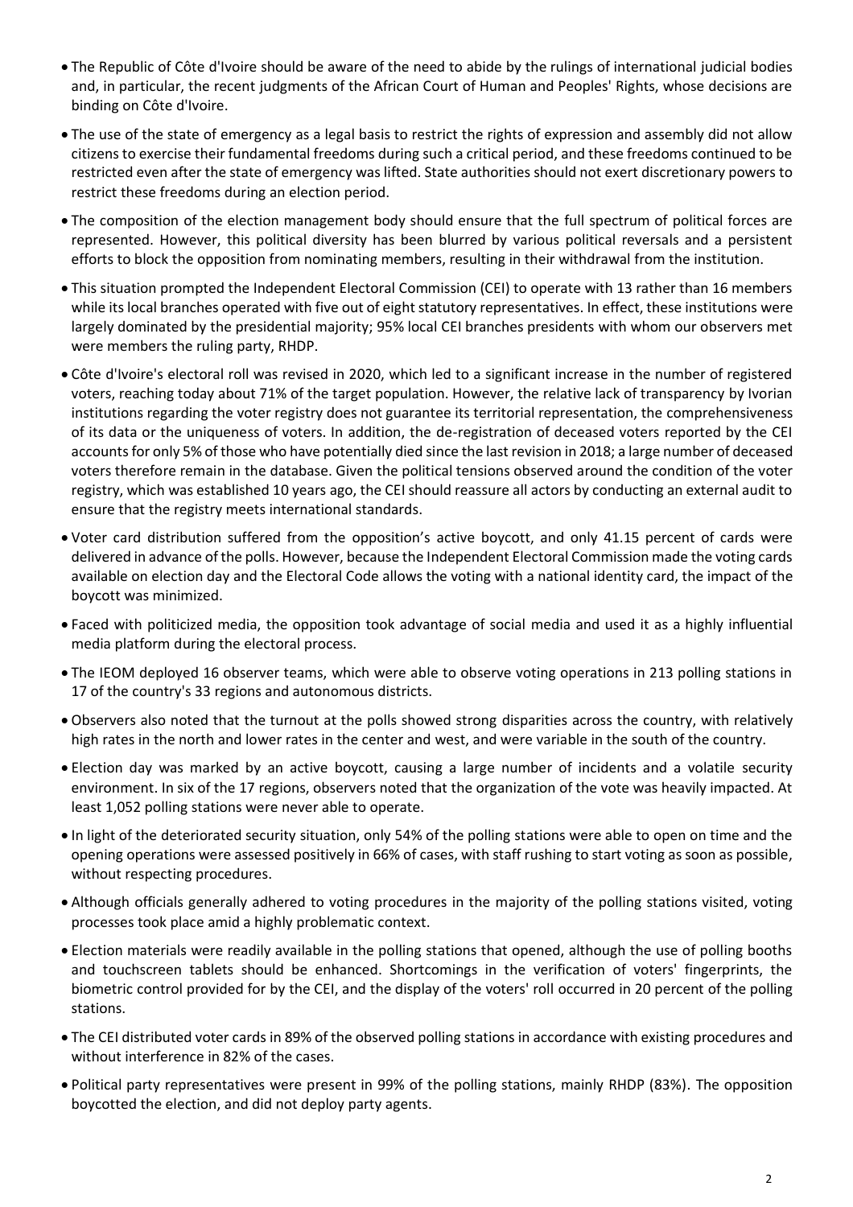- The Republic of Côte d'Ivoire should be aware of the need to abide by the rulings of international judicial bodies and, in particular, the recent judgments of the African Court of Human and Peoples' Rights, whose decisions are binding on Côte d'Ivoire.
- The use of the state of emergency as a legal basis to restrict the rights of expression and assembly did not allow citizens to exercise their fundamental freedoms during such a critical period, and these freedoms continued to be restricted even after the state of emergency was lifted. State authorities should not exert discretionary powers to restrict these freedoms during an election period.
- The composition of the election management body should ensure that the full spectrum of political forces are represented. However, this political diversity has been blurred by various political reversals and a persistent efforts to block the opposition from nominating members, resulting in their withdrawal from the institution.
- This situation prompted the Independent Electoral Commission (CEI) to operate with 13 rather than 16 members while its local branches operated with five out of eight statutory representatives. In effect, these institutions were largely dominated by the presidential majority; 95% local CEI branches presidents with whom our observers met were members the ruling party, RHDP.
- Côte d'Ivoire's electoral roll was revised in 2020, which led to a significant increase in the number of registered voters, reaching today about 71% of the target population. However, the relative lack of transparency by Ivorian institutions regarding the voter registry does not guarantee its territorial representation, the comprehensiveness of its data or the uniqueness of voters. In addition, the de-registration of deceased voters reported by the CEI accounts for only 5% of those who have potentially died since the last revision in 2018; a large number of deceased voters therefore remain in the database. Given the political tensions observed around the condition of the voter registry, which was established 10 years ago, the CEI should reassure all actors by conducting an external audit to ensure that the registry meets international standards.
- Voter card distribution suffered from the opposition's active boycott, and only 41.15 percent of cards were delivered in advance of the polls. However, because the Independent Electoral Commission made the voting cards available on election day and the Electoral Code allows the voting with a national identity card, the impact of the boycott was minimized.
- Faced with politicized media, the opposition took advantage of social media and used it as a highly influential media platform during the electoral process.
- The IEOM deployed 16 observer teams, which were able to observe voting operations in 213 polling stations in 17 of the country's 33 regions and autonomous districts.
- Observers also noted that the turnout at the polls showed strong disparities across the country, with relatively high rates in the north and lower rates in the center and west, and were variable in the south of the country.
- Election day was marked by an active boycott, causing a large number of incidents and a volatile security environment. In six of the 17 regions, observers noted that the organization of the vote was heavily impacted. At least 1,052 polling stations were never able to operate.
- In light of the deteriorated security situation, only 54% of the polling stations were able to open on time and the opening operations were assessed positively in 66% of cases, with staff rushing to start voting as soon as possible, without respecting procedures.
- Although officials generally adhered to voting procedures in the majority of the polling stations visited, voting processes took place amid a highly problematic context.
- Election materials were readily available in the polling stations that opened, although the use of polling booths and touchscreen tablets should be enhanced. Shortcomings in the verification of voters' fingerprints, the biometric control provided for by the CEI, and the display of the voters' roll occurred in 20 percent of the polling stations.
- The CEI distributed voter cards in 89% of the observed polling stations in accordance with existing procedures and without interference in 82% of the cases.
- Political party representatives were present in 99% of the polling stations, mainly RHDP (83%). The opposition boycotted the election, and did not deploy party agents.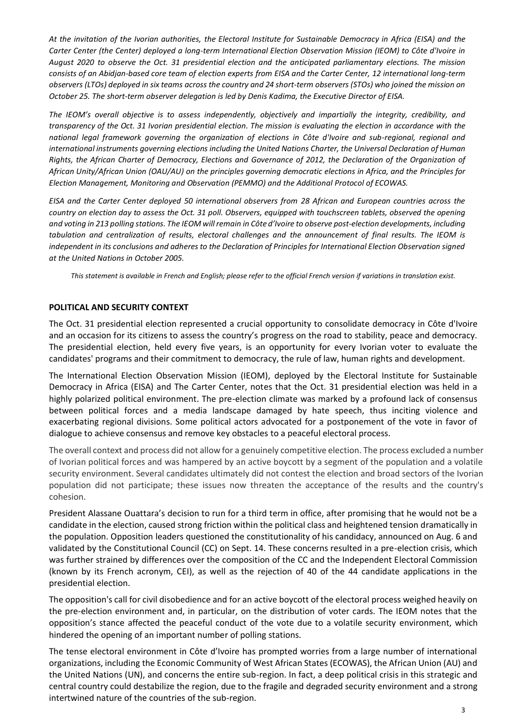*At the invitation of the Ivorian authorities, the Electoral Institute for Sustainable Democracy in Africa (EISA) and the Carter Center (the Center) deployed a long-term International Election Observation Mission (IEOM) to Côte d'Ivoire in August 2020 to observe the Oct. 31 presidential election and the anticipated parliamentary elections. The mission consists of an Abidjan-based core team of election experts from EISA and the Carter Center, 12 international long-term observers (LTOs) deployed in six teams across the country and 24 short-term observers (STOs) who joined the mission on October 25. The short-term observer delegation is led by Denis Kadima, the Executive Director of EISA.*

*The IEOM's overall objective is to assess independently, objectively and impartially the integrity, credibility, and transparency of the Oct. 31 Ivorian presidential election. The mission is evaluating the election in accordance with the national legal framework governing the organization of elections in Côte d'Ivoire and sub-regional, regional and international instruments governing elections including the United Nations Charter, the Universal Declaration of Human Rights, the African Charter of Democracy, Elections and Governance of 2012, the Declaration of the Organization of African Unity/African Union (OAU/AU) on the principles governing democratic elections in Africa, and the Principles for Election Management, Monitoring and Observation (PEMMO) and the Additional Protocol of ECOWAS.*

*EISA and the Carter Center deployed 50 international observers from 28 African and European countries across the country on election day to assess the Oct. 31 poll. Observers, equipped with touchscreen tablets, observed the opening and voting in 213 polling stations. The IEOM will remain in Côte d'Ivoire to observe post-election developments, including tabulation and centralization of results, electoral challenges and the announcement of final results. The IEOM is independent in its conclusions and adheres to the Declaration of Principles for International Election Observation signed at the United Nations in October 2005.*

*This statement is available in French and English; please refer to the official French version if variations in translation exist.*

## POLITICAL AND SECURITY CONTEXT

The Oct. 31 presidential election represented a crucial opportunity to consolidate democracy in Côte d'Ivoire and an occasion for its citizens to assess the country's progress on the road to stability, peace and democracy. The presidential election, held every five years, is an opportunity for every Ivorian voter to evaluate the candidates' programs and their commitment to democracy, the rule of law, human rights and development.

The International Election Observation Mission (IEOM), deployed by the Electoral Institute for Sustainable Democracy in Africa (EISA) and The Carter Center, notes that the Oct. 31 presidential election was held in a highly polarized political environment. The pre-election climate was marked by a profound lack of consensus between political forces and a media landscape damaged by hate speech, thus inciting violence and exacerbating regional divisions. Some political actors advocated for a postponement of the vote in favor of dialogue to achieve consensus and remove key obstacles to a peaceful electoral process.

The overall context and process did not allow for a genuinely competitive election. The process excluded a number of Ivorian political forces and was hampered by an active boycott by a segment of the population and a volatile security environment. Several candidates ultimately did not contest the election and broad sectors of the Ivorian population did not participate; these issues now threaten the acceptance of the results and the country's cohesion.

President Alassane Ouattara's decision to run for a third term in office, after promising that he would not be a candidate in the election, caused strong friction within the political class and heightened tension dramatically in the population. Opposition leaders questioned the constitutionality of his candidacy, announced on Aug. 6 and validated by the Constitutional Council (CC) on Sept. 14. These concerns resulted in a pre-election crisis, which was further strained by differences over the composition of the CC and the Independent Electoral Commission (known by its French acronym, CEI), as well as the rejection of 40 of the 44 candidate applications in the presidential election.

The opposition's call for civil disobedience and for an active boycott of the electoral process weighed heavily on the pre-election environment and, in particular, on the distribution of voter cards. The IEOM notes that the opposition's stance affected the peaceful conduct of the vote due to a volatile security environment, which hindered the opening of an important number of polling stations.

The tense electoral environment in Côte d'Ivoire has prompted worries from a large number of international organizations, including the Economic Community of West African States (ECOWAS), the African Union (AU) and the United Nations (UN), and concerns the entire sub-region. In fact, a deep political crisis in this strategic and central country could destabilize the region, due to the fragile and degraded security environment and a strong intertwined nature of the countries of the sub-region.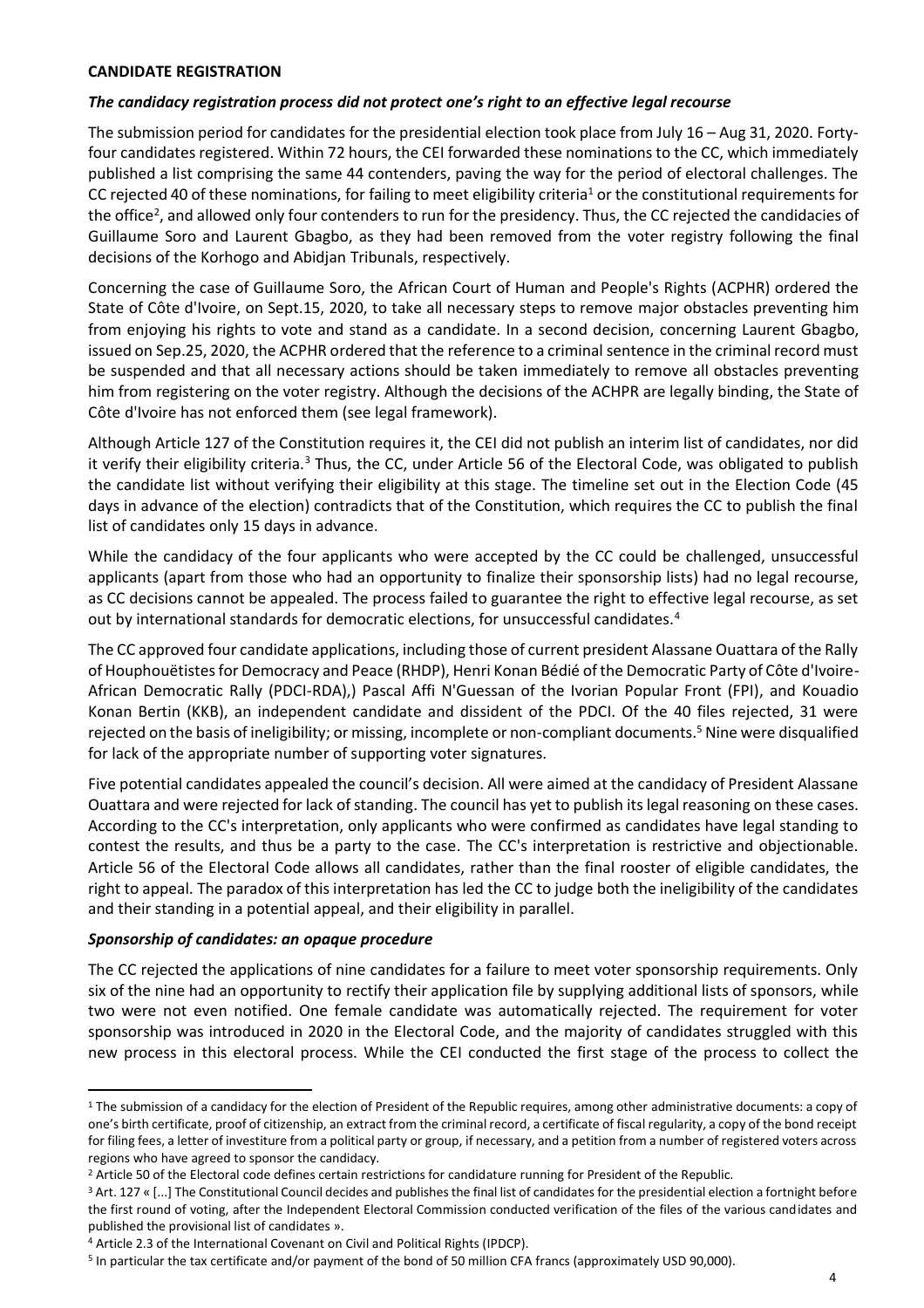**CANDIDATE REGISTRATION**

***The candidacy registration process did not protect one's right to an effective legal recourse***

The submission period for candidates for the presidential election took place from July 16 – Aug 31, 2020. Forty-four candidates registered. Within 72 hours, the CEI forwarded these nominations to the CC, which immediately published a list comprising the same 44 contenders, paving the way for the period of electoral challenges. The CC rejected 40 of these nominations, for failing to meet eligibility criteria[1] or the constitutional requirements for the office[2], and allowed only four contenders to run for the presidency. Thus, the CC rejected the candidacies of Guillaume Soro and Laurent Gbagbo, as they had been removed from the voter registry following the final decisions of the Korhogo and Abidjan Tribunals, respectively.

Concerning the case of Guillaume Soro, the African Court of Human and People's Rights (ACPHR) ordered the State of Côte d'Ivoire, on Sept.15, 2020, to take all necessary steps to remove major obstacles preventing him from enjoying his rights to vote and stand as a candidate. In a second decision, concerning Laurent Gbagbo, issued on Sep.25, 2020, the ACPHR ordered that the reference to a criminal sentence in the criminal record must be suspended and that all necessary actions should be taken immediately to remove all obstacles preventing him from registering on the voter registry. Although the decisions of the ACHPR are legally binding, the State of Côte d'Ivoire has not enforced them (see legal framework).

Although Article 127 of the Constitution requires it, the CEI did not publish an interim list of candidates, nor did it verify their eligibility criteria.[3] Thus, the CC, under Article 56 of the Electoral Code, was obligated to publish the candidate list without verifying their eligibility at this stage. The timeline set out in the Election Code (45 days in advance of the election) contradicts that of the Constitution, which requires the CC to publish the final list of candidates only 15 days in advance.

While the candidacy of the four applicants who were accepted by the CC could be challenged, unsuccessful applicants (apart from those who had an opportunity to finalize their sponsorship lists) had no legal recourse, as CC decisions cannot be appealed. The process failed to guarantee the right to effective legal recourse, as set out by international standards for democratic elections, for unsuccessful candidates.[4]

The CC approved four candidate applications, including those of current president Alassane Ouattara of the Rally of Houphouëtistes for Democracy and Peace (RHDP), Henri Konan Bédié of the Democratic Party of Côte d'Ivoire-African Democratic Rally (PDCI-RDA),) Pascal Affi N'Guessan of the Ivorian Popular Front (FPI), and Kouadio Konan Bertin (KKB), an independent candidate and dissident of the PDCI. Of the 40 files rejected, 31 were rejected on the basis of ineligibility; or missing, incomplete or non-compliant documents.[5] Nine were disqualified for lack of the appropriate number of supporting voter signatures.

Five potential candidates appealed the council's decision. All were aimed at the candidacy of President Alassane Ouattara and were rejected for lack of standing. The council has yet to publish its legal reasoning on these cases. According to the CC's interpretation, only applicants who were confirmed as candidates have legal standing to contest the results, and thus be a party to the case. The CC's interpretation is restrictive and objectionable. Article 56 of the Electoral Code allows all candidates, rather than the final rooster of eligible candidates, the right to appeal. The paradox of this interpretation has led the CC to judge both the ineligibility of the candidates and their standing in a potential appeal, and their eligibility in parallel.

***Sponsorship of candidates: an opaque procedure***

The CC rejected the applications of nine candidates for a failure to meet voter sponsorship requirements. Only six of the nine had an opportunity to rectify their application file by supplying additional lists of sponsors, while two were not even notified. One female candidate was automatically rejected. The requirement for voter sponsorship was introduced in 2020 in the Electoral Code, and the majority of candidates struggled with this new process in this electoral process. While the CEI conducted the first stage of the process to collect the

---

[1] The submission of a candidacy for the election of President of the Republic requires, among other administrative documents: a copy of one's birth certificate, proof of citizenship, an extract from the criminal record, a certificate of fiscal regularity, a copy of the bond receipt for filing fees, a letter of investiture from a political party or group, if necessary, and a petition from a number of registered voters across regions who have agreed to sponsor the candidacy.

[2] Article 50 of the Electoral code defines certain restrictions for candidature running for President of the Republic.

[3] Art. 127 « [...] The Constitutional Council decides and publishes the final list of candidates for the presidential election a fortnight before the first round of voting, after the Independent Electoral Commission conducted verification of the files of the various candidates and published the provisional list of candidates ».

[4] Article 2.3 of the International Covenant on Civil and Political Rights (IPDCP).

[5] In particular the tax certificate and/or payment of the bond of 50 million CFA francs (approximately USD 90,000).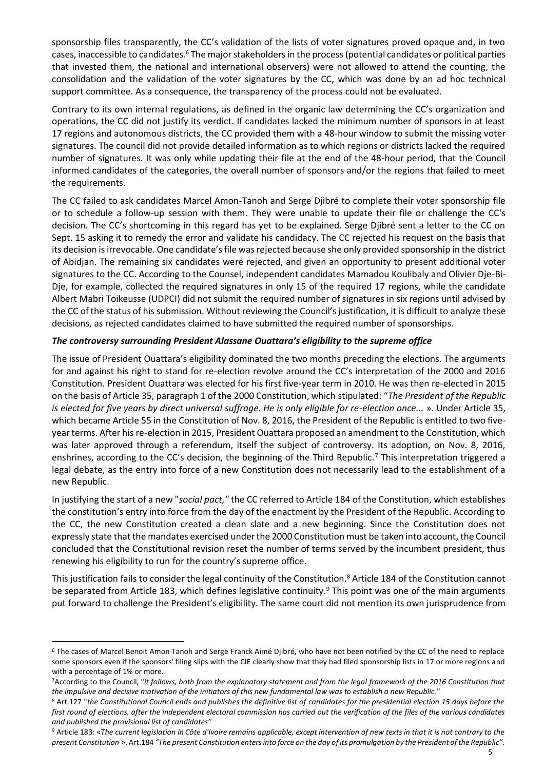sponsorship files transparently, the CC's validation of the lists of voter signatures proved opaque and, in two cases, inaccessible to candidates.[6] The major stakeholders in the process (potential candidates or political parties that invested them, the national and international observers) were not allowed to attend the counting, the consolidation and the validation of the voter signatures by the CC, which was done by an ad hoc technical support committee. As a consequence, the transparency of the process could not be evaluated.

Contrary to its own internal regulations, as defined in the organic law determining the CC's organization and operations, the CC did not justify its verdict. If candidates lacked the minimum number of sponsors in at least 17 regions and autonomous districts, the CC provided them with a 48-hour window to submit the missing voter signatures. The council did not provide detailed information as to which regions or districts lacked the required number of signatures. It was only while updating their file at the end of the 48-hour period, that the Council informed candidates of the categories, the overall number of sponsors and/or the regions that failed to meet the requirements.

The CC failed to ask candidates Marcel Amon-Tanoh and Serge Djibré to complete their voter sponsorship file or to schedule a follow-up session with them. They were unable to update their file or challenge the CC's decision. The CC's shortcoming in this regard has yet to be explained. Serge Djibré sent a letter to the CC on Sept. 15 asking it to remedy the error and validate his candidacy. The CC rejected his request on the basis that its decision is irrevocable. One candidate's file was rejected because she only provided sponsorship in the district of Abidjan. The remaining six candidates were rejected, and given an opportunity to present additional voter signatures to the CC. According to the Counsel, independent candidates Mamadou Koulibaly and Olivier Dje-Bi-Dje, for example, collected the required signatures in only 15 of the required 17 regions, while the candidate Albert Mabri Toikeusse (UDPCI) did not submit the required number of signatures in six regions until advised by the CC of the status of his submission. Without reviewing the Council's justification, it is difficult to analyze these decisions, as rejected candidates claimed to have submitted the required number of sponsorships.

***The controversy surrounding President Alassane Ouattara's eligibility to the supreme office***

The issue of President Ouattara's eligibility dominated the two months preceding the elections. The arguments for and against his right to stand for re-election revolve around the CC's interpretation of the 2000 and 2016 Constitution. President Ouattara was elected for his first five-year term in 2010. He was then re-elected in 2015 on the basis of Article 35, paragraph 1 of the 2000 Constitution, which stipulated: "*The President of the Republic is elected for five years by direct universal suffrage. He is only eligible for re-election once...* ». Under Article 35, which became Article 55 in the Constitution of Nov. 8, 2016, the President of the Republic is entitled to two five-year terms. After his re-election in 2015, President Ouattara proposed an amendment to the Constitution, which was later approved through a referendum, itself the subject of controversy. Its adoption, on Nov. 8, 2016, enshrines, according to the CC's decision, the beginning of the Third Republic.[7] This interpretation triggered a legal debate, as the entry into force of a new Constitution does not necessarily lead to the establishment of a new Republic.

In justifying the start of a new "*social pact,*" the CC referred to Article 184 of the Constitution, which establishes the constitution's entry into force from the day of the enactment by the President of the Republic. According to the CC, the new Constitution created a clean slate and a new beginning. Since the Constitution does not expressly state that the mandates exercised under the 2000 Constitution must be taken into account, the Council concluded that the Constitutional revision reset the number of terms served by the incumbent president, thus renewing his eligibility to run for the country's supreme office.

This justification fails to consider the legal continuity of the Constitution.[8] Article 184 of the Constitution cannot be separated from Article 183, which defines legislative continuity.[9] This point was one of the main arguments put forward to challenge the President's eligibility. The same court did not mention its own jurisprudence from

---

[6] The cases of Marcel Benoit Amon Tanoh and Serge Franck Aimé Djibré, who have not been notified by the CC of the need to replace some sponsors even if the sponsors' filing slips with the CIE clearly show that they had filed sponsorship lists in 17 or more regions and with a percentage of 1% or more.

[7] According to the Council, "*it follows, both from the explanatory statement and from the legal framework of the 2016 Constitution that the impulsive and decisive motivation of the initiators of this new fundamental law was to establish a new Republic*."

[8] Art.127 "*the Constitutional Council ends and publishes the definitive list of candidates for the presidential election 15 days before the first round of elections, after the independent electoral commission has carried out the verification of the files of the various candidates and published the provisional list of candidates"*

[9] Article 183: «*The current legislation In Côte d'Ivoire remains applicable, except intervention of new texts in that it is not contrary to the present Constitution* ». Art.184 *"The present Constitution enters into force on the day of its promulgation by the President of the Republic".*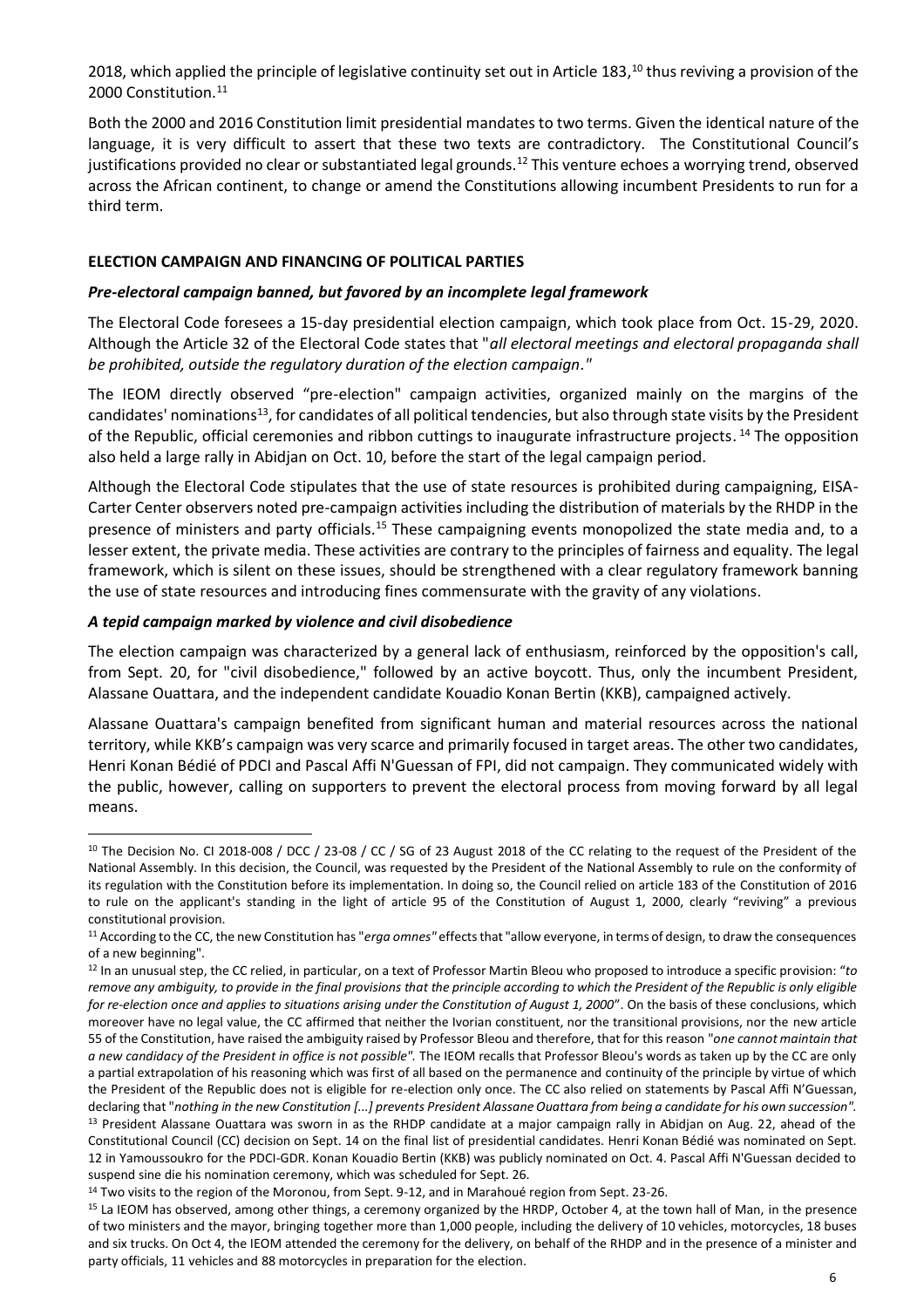2018, which applied the principle of legislative continuity set out in Article 183,[10] thus reviving a provision of the 2000 Constitution.[11]

Both the 2000 and 2016 Constitution limit presidential mandates to two terms. Given the identical nature of the language, it is very difficult to assert that these two texts are contradictory. The Constitutional Council's justifications provided no clear or substantiated legal grounds.[12] This venture echoes a worrying trend, observed across the African continent, to change or amend the Constitutions allowing incumbent Presidents to run for a third term.

## ELECTION CAMPAIGN AND FINANCING OF POLITICAL PARTIES

### *Pre-electoral campaign banned, but favored by an incomplete legal framework*

The Electoral Code foresees a 15-day presidential election campaign, which took place from Oct. 15-29, 2020. Although the Article 32 of the Electoral Code states that "*all electoral meetings and electoral propaganda shall be prohibited, outside the regulatory duration of the election campaign*."

The IEOM directly observed "pre-election" campaign activities, organized mainly on the margins of the candidates' nominations[13], for candidates of all political tendencies, but also through state visits by the President of the Republic, official ceremonies and ribbon cuttings to inaugurate infrastructure projects.[14] The opposition also held a large rally in Abidjan on Oct. 10, before the start of the legal campaign period.

Although the Electoral Code stipulates that the use of state resources is prohibited during campaigning, EISA-Carter Center observers noted pre-campaign activities including the distribution of materials by the RHDP in the presence of ministers and party officials.[15] These campaigning events monopolized the state media and, to a lesser extent, the private media. These activities are contrary to the principles of fairness and equality. The legal framework, which is silent on these issues, should be strengthened with a clear regulatory framework banning the use of state resources and introducing fines commensurate with the gravity of any violations.

### *A tepid campaign marked by violence and civil disobedience*

The election campaign was characterized by a general lack of enthusiasm, reinforced by the opposition's call, from Sept. 20, for "civil disobedience," followed by an active boycott. Thus, only the incumbent President, Alassane Ouattara, and the independent candidate Kouadio Konan Bertin (KKB), campaigned actively.

Alassane Ouattara's campaign benefited from significant human and material resources across the national territory, while KKB's campaign was very scarce and primarily focused in target areas. The other two candidates, Henri Konan Bédié of PDCI and Pascal Affi N'Guessan of FPI, did not campaign. They communicated widely with the public, however, calling on supporters to prevent the electoral process from moving forward by all legal means.

---

[10] The Decision No. CI 2018-008 / DCC / 23-08 / CC / SG of 23 August 2018 of the CC relating to the request of the President of the National Assembly. In this decision, the Council, was requested by the President of the National Assembly to rule on the conformity of its regulation with the Constitution before its implementation. In doing so, the Council relied on article 183 of the Constitution of 2016 to rule on the applicant's standing in the light of article 95 of the Constitution of August 1, 2000, clearly "reviving" a previous constitutional provision.

[11] According to the CC, the new Constitution has "*erga omnes*" effects that "allow everyone, in terms of design, to draw the consequences of a new beginning".

[12] In an unusual step, the CC relied, in particular, on a text of Professor Martin Bleou who proposed to introduce a specific provision: "*to remove any ambiguity, to provide in the final provisions that the principle according to which the President of the Republic is only eligible for re-election once and applies to situations arising under the Constitution of August 1, 2000*". On the basis of these conclusions, which moreover have no legal value, the CC affirmed that neither the Ivorian constituent, nor the transitional provisions, nor the new article 55 of the Constitution, have raised the ambiguity raised by Professor Bleou and therefore, that for this reason "*one cannot maintain that a new candidacy of the President in office is not possible*". The IEOM recalls that Professor Bleou's words as taken up by the CC are only a partial extrapolation of his reasoning which was first of all based on the permanence and continuity of the principle by virtue of which the President of the Republic does not is eligible for re-election only once. The CC also relied on statements by Pascal Affi N'Guessan, declaring that "*nothing in the new Constitution [...] prevents President Alassane Ouattara from being a candidate for his own succession*".

[13] President Alassane Ouattara was sworn in as the RHDP candidate at a major campaign rally in Abidjan on Aug. 22, ahead of the Constitutional Council (CC) decision on Sept. 14 on the final list of presidential candidates. Henri Konan Bédié was nominated on Sept. 12 in Yamoussoukro for the PDCI-GDR. Konan Kouadio Bertin (KKB) was publicly nominated on Oct. 4. Pascal Affi N'Guessan decided to suspend sine die his nomination ceremony, which was scheduled for Sept. 26.

[14] Two visits to the region of the Moronou, from Sept. 9-12, and in Marahoué region from Sept. 23-26.

[15] La IEOM has observed, among other things, a ceremony organized by the HRDP, October 4, at the town hall of Man, in the presence of two ministers and the mayor, bringing together more than 1,000 people, including the delivery of 10 vehicles, motorcycles, 18 buses and six trucks. On Oct 4, the IEOM attended the ceremony for the delivery, on behalf of the RHDP and in the presence of a minister and party officials, 11 vehicles and 88 motorcycles in preparation for the election.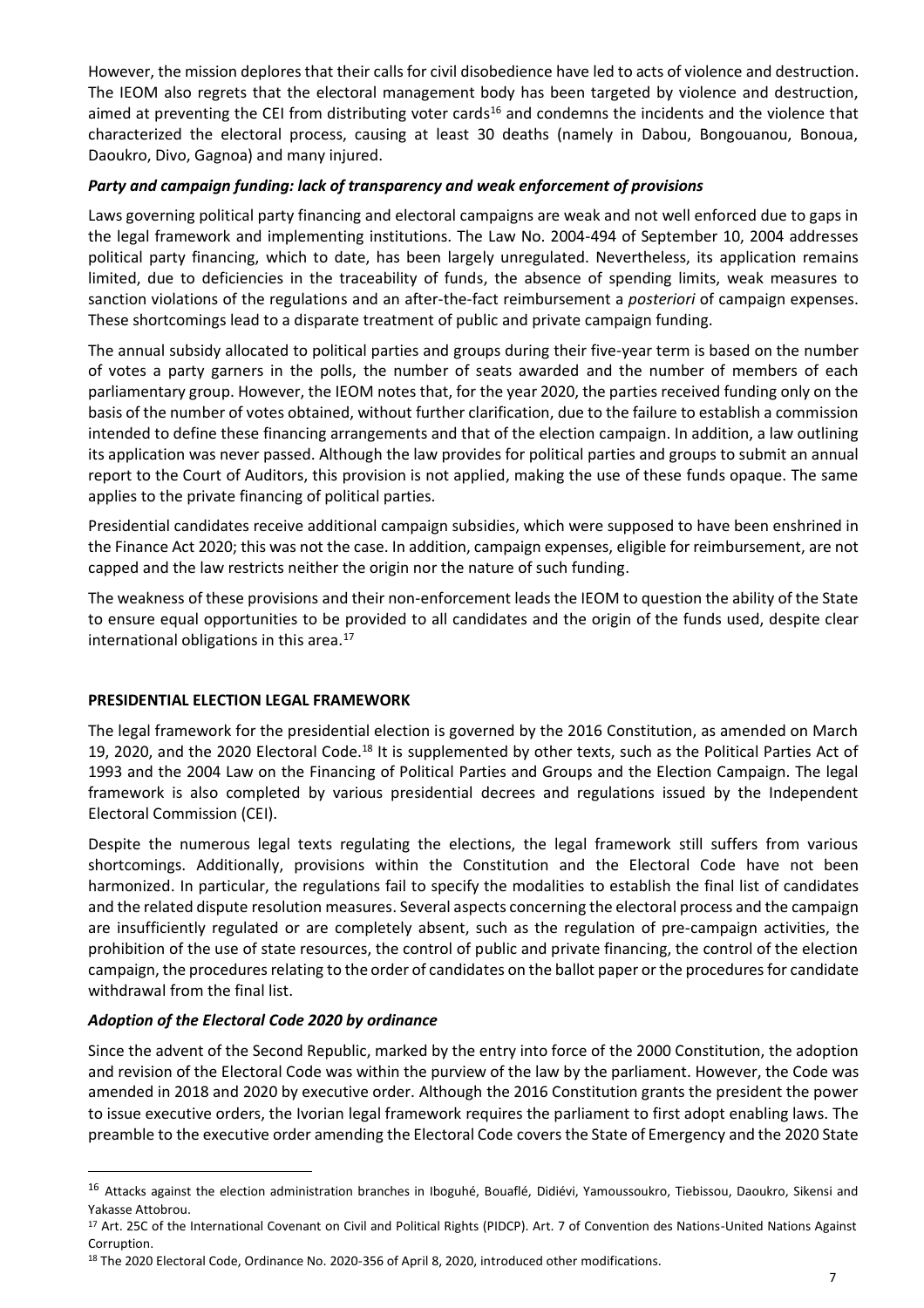However, the mission deplores that their calls for civil disobedience have led to acts of violence and destruction. The IEOM also regrets that the electoral management body has been targeted by violence and destruction, aimed at preventing the CEI from distributing voter cards[16] and condemns the incidents and the violence that characterized the electoral process, causing at least 30 deaths (namely in Dabou, Bongouanou, Bonoua, Daoukro, Divo, Gagnoa) and many injured.

***Party and campaign funding: lack of transparency and weak enforcement of provisions***

Laws governing political party financing and electoral campaigns are weak and not well enforced due to gaps in the legal framework and implementing institutions. The Law No. 2004-494 of September 10, 2004 addresses political party financing, which to date, has been largely unregulated. Nevertheless, its application remains limited, due to deficiencies in the traceability of funds, the absence of spending limits, weak measures to sanction violations of the regulations and an after-the-fact reimbursement a *posteriori* of campaign expenses. These shortcomings lead to a disparate treatment of public and private campaign funding.

The annual subsidy allocated to political parties and groups during their five-year term is based on the number of votes a party garners in the polls, the number of seats awarded and the number of members of each parliamentary group. However, the IEOM notes that, for the year 2020, the parties received funding only on the basis of the number of votes obtained, without further clarification, due to the failure to establish a commission intended to define these financing arrangements and that of the election campaign. In addition, a law outlining its application was never passed. Although the law provides for political parties and groups to submit an annual report to the Court of Auditors, this provision is not applied, making the use of these funds opaque. The same applies to the private financing of political parties.

Presidential candidates receive additional campaign subsidies, which were supposed to have been enshrined in the Finance Act 2020; this was not the case. In addition, campaign expenses, eligible for reimbursement, are not capped and the law restricts neither the origin nor the nature of such funding.

The weakness of these provisions and their non-enforcement leads the IEOM to question the ability of the State to ensure equal opportunities to be provided to all candidates and the origin of the funds used, despite clear international obligations in this area.[17]

**PRESIDENTIAL ELECTION LEGAL FRAMEWORK**

The legal framework for the presidential election is governed by the 2016 Constitution, as amended on March 19, 2020, and the 2020 Electoral Code.[18] It is supplemented by other texts, such as the Political Parties Act of 1993 and the 2004 Law on the Financing of Political Parties and Groups and the Election Campaign. The legal framework is also completed by various presidential decrees and regulations issued by the Independent Electoral Commission (CEI).

Despite the numerous legal texts regulating the elections, the legal framework still suffers from various shortcomings. Additionally, provisions within the Constitution and the Electoral Code have not been harmonized. In particular, the regulations fail to specify the modalities to establish the final list of candidates and the related dispute resolution measures. Several aspects concerning the electoral process and the campaign are insufficiently regulated or are completely absent, such as the regulation of pre-campaign activities, the prohibition of the use of state resources, the control of public and private financing, the control of the election campaign, the procedures relating to the order of candidates on the ballot paper or the procedures for candidate withdrawal from the final list.

***Adoption of the Electoral Code 2020 by ordinance***

Since the advent of the Second Republic, marked by the entry into force of the 2000 Constitution, the adoption and revision of the Electoral Code was within the purview of the law by the parliament. However, the Code was amended in 2018 and 2020 by executive order. Although the 2016 Constitution grants the president the power to issue executive orders, the Ivorian legal framework requires the parliament to first adopt enabling laws. The preamble to the executive order amending the Electoral Code covers the State of Emergency and the 2020 State

---

[16] Attacks against the election administration branches in Iboguhé, Bouaflé, Didiévi, Yamoussoukro, Tiebissou, Daoukro, Sikensi and Yakasse Attobrou.

[17] Art. 25C of the International Covenant on Civil and Political Rights (PIDCP). Art. 7 of Convention des Nations-United Nations Against Corruption.

[18] The 2020 Electoral Code, Ordinance No. 2020-356 of April 8, 2020, introduced other modifications.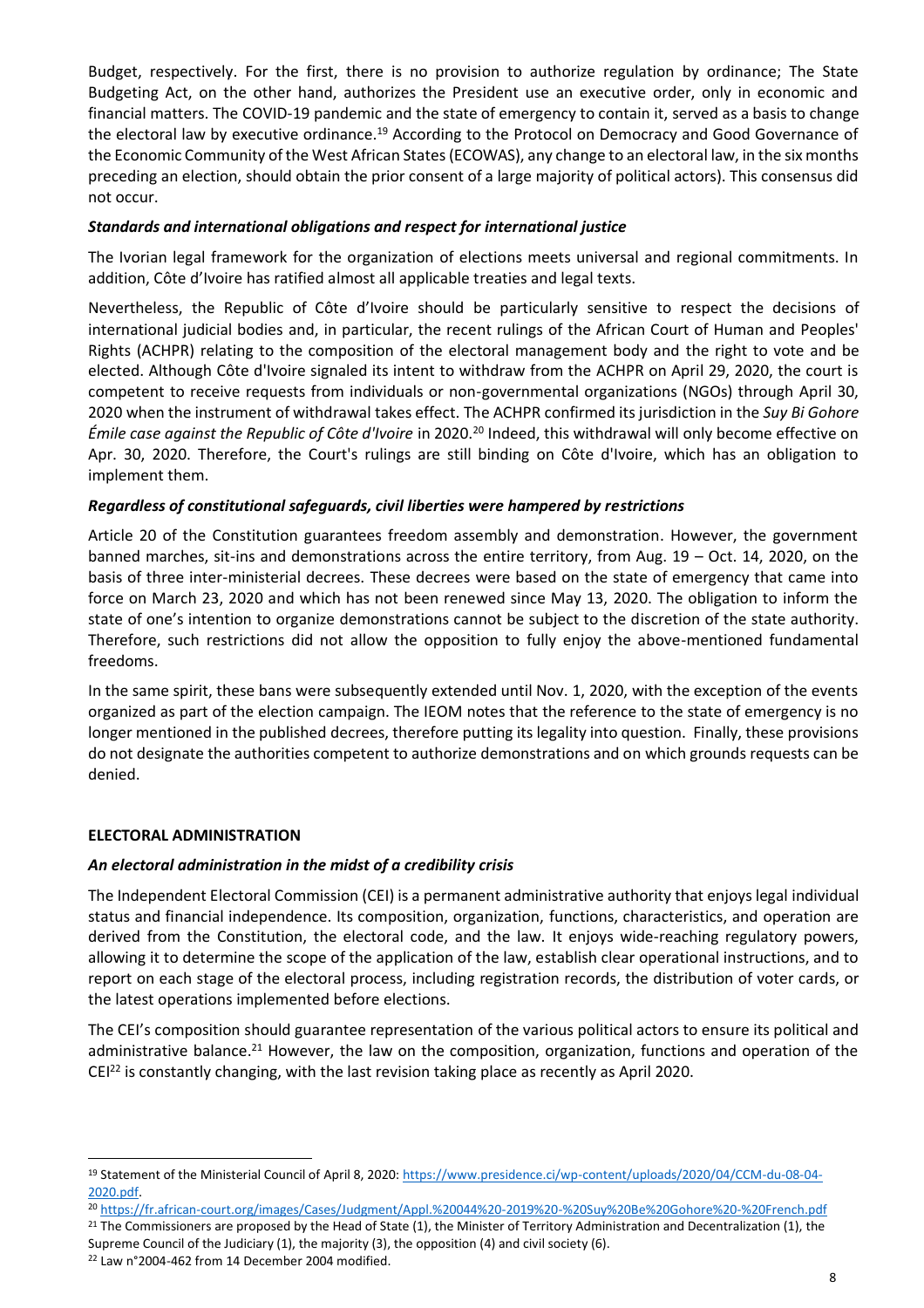Budget, respectively. For the first, there is no provision to authorize regulation by ordinance; The State Budgeting Act, on the other hand, authorizes the President use an executive order, only in economic and financial matters. The COVID-19 pandemic and the state of emergency to contain it, served as a basis to change the electoral law by executive ordinance.[19] According to the Protocol on Democracy and Good Governance of the Economic Community of the West African States (ECOWAS), any change to an electoral law, in the six months preceding an election, should obtain the prior consent of a large majority of political actors). This consensus did not occur.

***Standards and international obligations and respect for international justice***

The Ivorian legal framework for the organization of elections meets universal and regional commitments. In addition, Côte d'Ivoire has ratified almost all applicable treaties and legal texts.

Nevertheless, the Republic of Côte d'Ivoire should be particularly sensitive to respect the decisions of international judicial bodies and, in particular, the recent rulings of the African Court of Human and Peoples' Rights (ACHPR) relating to the composition of the electoral management body and the right to vote and be elected. Although Côte d'Ivoire signaled its intent to withdraw from the ACHPR on April 29, 2020, the court is competent to receive requests from individuals or non-governmental organizations (NGOs) through April 30, 2020 when the instrument of withdrawal takes effect. The ACHPR confirmed its jurisdiction in the *Suy Bi Gohore Émile case against the Republic of Côte d'Ivoire* in 2020.[20] Indeed, this withdrawal will only become effective on Apr. 30, 2020. Therefore, the Court's rulings are still binding on Côte d'Ivoire, which has an obligation to implement them.

***Regardless of constitutional safeguards, civil liberties were hampered by restrictions***

Article 20 of the Constitution guarantees freedom assembly and demonstration. However, the government banned marches, sit-ins and demonstrations across the entire territory, from Aug. 19 – Oct. 14, 2020, on the basis of three inter-ministerial decrees. These decrees were based on the state of emergency that came into force on March 23, 2020 and which has not been renewed since May 13, 2020. The obligation to inform the state of one's intention to organize demonstrations cannot be subject to the discretion of the state authority. Therefore, such restrictions did not allow the opposition to fully enjoy the above-mentioned fundamental freedoms.

In the same spirit, these bans were subsequently extended until Nov. 1, 2020, with the exception of the events organized as part of the election campaign. The IEOM notes that the reference to the state of emergency is no longer mentioned in the published decrees, therefore putting its legality into question. Finally, these provisions do not designate the authorities competent to authorize demonstrations and on which grounds requests can be denied.

**ELECTORAL ADMINISTRATION**

***An electoral administration in the midst of a credibility crisis***

The Independent Electoral Commission (CEI) is a permanent administrative authority that enjoys legal individual status and financial independence. Its composition, organization, functions, characteristics, and operation are derived from the Constitution, the electoral code, and the law. It enjoys wide-reaching regulatory powers, allowing it to determine the scope of the application of the law, establish clear operational instructions, and to report on each stage of the electoral process, including registration records, the distribution of voter cards, or the latest operations implemented before elections.

The CEI's composition should guarantee representation of the various political actors to ensure its political and administrative balance.[21] However, the law on the composition, organization, functions and operation of the CEI[22] is constantly changing, with the last revision taking place as recently as April 2020.

---

[19] Statement of the Ministerial Council of April 8, 2020: https://www.presidence.ci/wp-content/uploads/2020/04/CCM-du-08-04-2020.pdf.

[20] https://fr.african-court.org/images/Cases/Judgment/Appl.%20044%20-2019%20-%20Suy%20Be%20Gohore%20-%20French.pdf

[21] The Commissioners are proposed by the Head of State (1), the Minister of Territory Administration and Decentralization (1), the Supreme Council of the Judiciary (1), the majority (3), the opposition (4) and civil society (6).

[22] Law n°2004-462 from 14 December 2004 modified.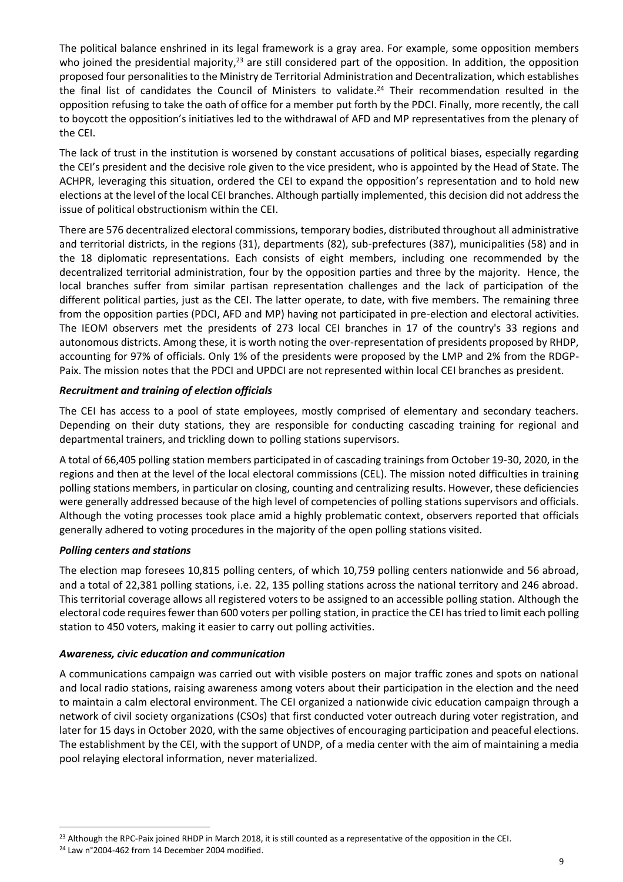The political balance enshrined in its legal framework is a gray area. For example, some opposition members who joined the presidential majority,[23] are still considered part of the opposition. In addition, the opposition proposed four personalities to the Ministry de Territorial Administration and Decentralization, which establishes the final list of candidates the Council of Ministers to validate.[24] Their recommendation resulted in the opposition refusing to take the oath of office for a member put forth by the PDCI. Finally, more recently, the call to boycott the opposition's initiatives led to the withdrawal of AFD and MP representatives from the plenary of the CEI.

The lack of trust in the institution is worsened by constant accusations of political biases, especially regarding the CEI's president and the decisive role given to the vice president, who is appointed by the Head of State. The ACHPR, leveraging this situation, ordered the CEI to expand the opposition's representation and to hold new elections at the level of the local CEI branches. Although partially implemented, this decision did not address the issue of political obstructionism within the CEI.

There are 576 decentralized electoral commissions, temporary bodies, distributed throughout all administrative and territorial districts, in the regions (31), departments (82), sub-prefectures (387), municipalities (58) and in the 18 diplomatic representations. Each consists of eight members, including one recommended by the decentralized territorial administration, four by the opposition parties and three by the majority. Hence, the local branches suffer from similar partisan representation challenges and the lack of participation of the different political parties, just as the CEI. The latter operate, to date, with five members. The remaining three from the opposition parties (PDCI, AFD and MP) having not participated in pre-election and electoral activities. The IEOM observers met the presidents of 273 local CEI branches in 17 of the country's 33 regions and autonomous districts. Among these, it is worth noting the over-representation of presidents proposed by RHDP, accounting for 97% of officials. Only 1% of the presidents were proposed by the LMP and 2% from the RDGP-Paix. The mission notes that the PDCI and UPDCI are not represented within local CEI branches as president.

***Recruitment and training of election officials***

The CEI has access to a pool of state employees, mostly comprised of elementary and secondary teachers. Depending on their duty stations, they are responsible for conducting cascading training for regional and departmental trainers, and trickling down to polling stations supervisors.

A total of 66,405 polling station members participated in of cascading trainings from October 19-30, 2020, in the regions and then at the level of the local electoral commissions (CEL). The mission noted difficulties in training polling stations members, in particular on closing, counting and centralizing results. However, these deficiencies were generally addressed because of the high level of competencies of polling stations supervisors and officials. Although the voting processes took place amid a highly problematic context, observers reported that officials generally adhered to voting procedures in the majority of the open polling stations visited.

***Polling centers and stations***

The election map foresees 10,815 polling centers, of which 10,759 polling centers nationwide and 56 abroad, and a total of 22,381 polling stations, i.e. 22, 135 polling stations across the national territory and 246 abroad. This territorial coverage allows all registered voters to be assigned to an accessible polling station. Although the electoral code requires fewer than 600 voters per polling station, in practice the CEI has tried to limit each polling station to 450 voters, making it easier to carry out polling activities.

***Awareness, civic education and communication***

A communications campaign was carried out with visible posters on major traffic zones and spots on national and local radio stations, raising awareness among voters about their participation in the election and the need to maintain a calm electoral environment. The CEI organized a nationwide civic education campaign through a network of civil society organizations (CSOs) that first conducted voter outreach during voter registration, and later for 15 days in October 2020, with the same objectives of encouraging participation and peaceful elections. The establishment by the CEI, with the support of UNDP, of a media center with the aim of maintaining a media pool relaying electoral information, never materialized.

---

[23] Although the RPC-Paix joined RHDP in March 2018, it is still counted as a representative of the opposition in the CEI.

[24] Law n°2004-462 from 14 December 2004 modified.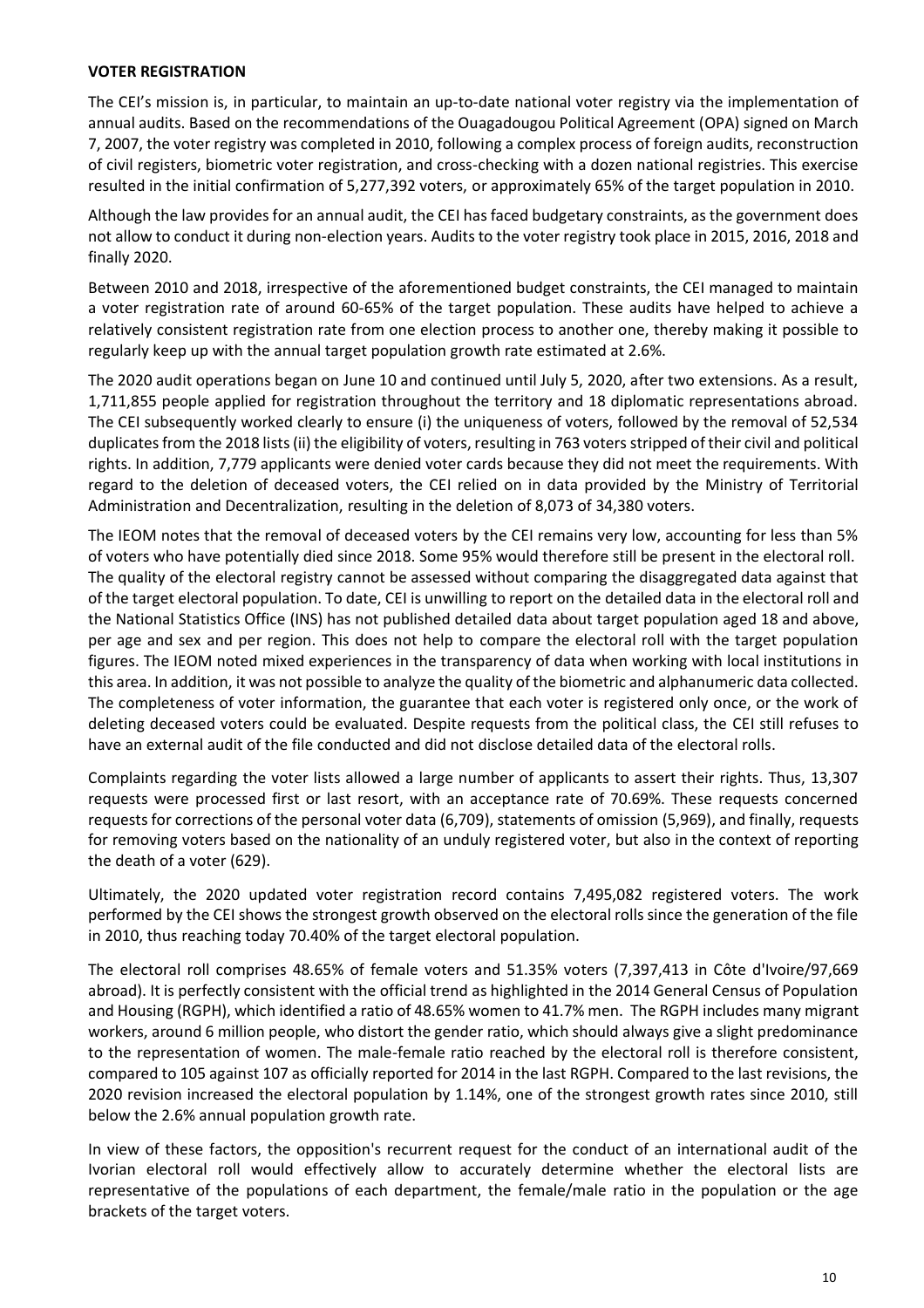**VOTER REGISTRATION**

The CEI's mission is, in particular, to maintain an up-to-date national voter registry via the implementation of annual audits. Based on the recommendations of the Ouagadougou Political Agreement (OPA) signed on March 7, 2007, the voter registry was completed in 2010, following a complex process of foreign audits, reconstruction of civil registers, biometric voter registration, and cross-checking with a dozen national registries. This exercise resulted in the initial confirmation of 5,277,392 voters, or approximately 65% of the target population in 2010.

Although the law provides for an annual audit, the CEI has faced budgetary constraints, as the government does not allow to conduct it during non-election years. Audits to the voter registry took place in 2015, 2016, 2018 and finally 2020.

Between 2010 and 2018, irrespective of the aforementioned budget constraints, the CEI managed to maintain a voter registration rate of around 60-65% of the target population. These audits have helped to achieve a relatively consistent registration rate from one election process to another one, thereby making it possible to regularly keep up with the annual target population growth rate estimated at 2.6%.

The 2020 audit operations began on June 10 and continued until July 5, 2020, after two extensions. As a result, 1,711,855 people applied for registration throughout the territory and 18 diplomatic representations abroad. The CEI subsequently worked clearly to ensure (i) the uniqueness of voters, followed by the removal of 52,534 duplicates from the 2018 lists (ii) the eligibility of voters, resulting in 763 voters stripped of their civil and political rights. In addition, 7,779 applicants were denied voter cards because they did not meet the requirements. With regard to the deletion of deceased voters, the CEI relied on in data provided by the Ministry of Territorial Administration and Decentralization, resulting in the deletion of 8,073 of 34,380 voters.

The IEOM notes that the removal of deceased voters by the CEI remains very low, accounting for less than 5% of voters who have potentially died since 2018. Some 95% would therefore still be present in the electoral roll. The quality of the electoral registry cannot be assessed without comparing the disaggregated data against that of the target electoral population. To date, CEI is unwilling to report on the detailed data in the electoral roll and the National Statistics Office (INS) has not published detailed data about target population aged 18 and above, per age and sex and per region. This does not help to compare the electoral roll with the target population figures. The IEOM noted mixed experiences in the transparency of data when working with local institutions in this area. In addition, it was not possible to analyze the quality of the biometric and alphanumeric data collected. The completeness of voter information, the guarantee that each voter is registered only once, or the work of deleting deceased voters could be evaluated. Despite requests from the political class, the CEI still refuses to have an external audit of the file conducted and did not disclose detailed data of the electoral rolls.

Complaints regarding the voter lists allowed a large number of applicants to assert their rights. Thus, 13,307 requests were processed first or last resort, with an acceptance rate of 70.69%. These requests concerned requests for corrections of the personal voter data (6,709), statements of omission (5,969), and finally, requests for removing voters based on the nationality of an unduly registered voter, but also in the context of reporting the death of a voter (629).

Ultimately, the 2020 updated voter registration record contains 7,495,082 registered voters. The work performed by the CEI shows the strongest growth observed on the electoral rolls since the generation of the file in 2010, thus reaching today 70.40% of the target electoral population.

The electoral roll comprises 48.65% of female voters and 51.35% voters (7,397,413 in Côte d'Ivoire/97,669 abroad). It is perfectly consistent with the official trend as highlighted in the 2014 General Census of Population and Housing (RGPH), which identified a ratio of 48.65% women to 41.7% men. The RGPH includes many migrant workers, around 6 million people, who distort the gender ratio, which should always give a slight predominance to the representation of women. The male-female ratio reached by the electoral roll is therefore consistent, compared to 105 against 107 as officially reported for 2014 in the last RGPH. Compared to the last revisions, the 2020 revision increased the electoral population by 1.14%, one of the strongest growth rates since 2010, still below the 2.6% annual population growth rate.

In view of these factors, the opposition's recurrent request for the conduct of an international audit of the Ivorian electoral roll would effectively allow to accurately determine whether the electoral lists are representative of the populations of each department, the female/male ratio in the population or the age brackets of the target voters.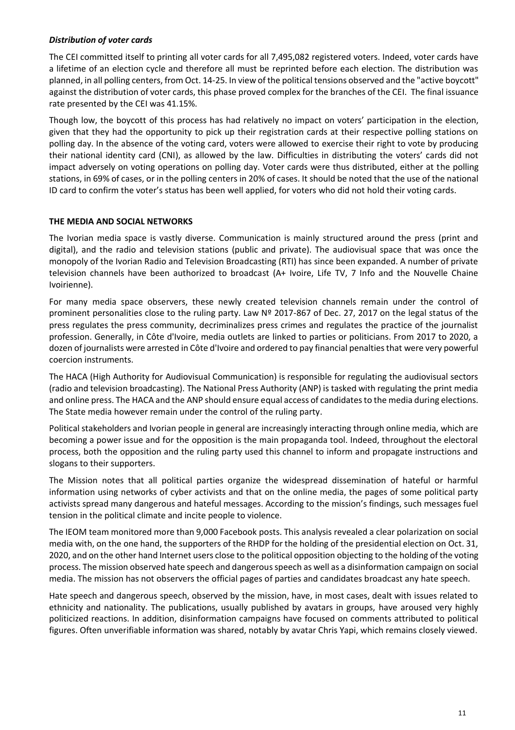### *Distribution of voter cards*

The CEI committed itself to printing all voter cards for all 7,495,082 registered voters. Indeed, voter cards have a lifetime of an election cycle and therefore all must be reprinted before each election. The distribution was planned, in all polling centers, from Oct. 14-25. In view of the political tensions observed and the "active boycott" against the distribution of voter cards, this phase proved complex for the branches of the CEI. The final issuance rate presented by the CEI was 41.15%.

Though low, the boycott of this process has had relatively no impact on voters' participation in the election, given that they had the opportunity to pick up their registration cards at their respective polling stations on polling day. In the absence of the voting card, voters were allowed to exercise their right to vote by producing their national identity card (CNI), as allowed by the law. Difficulties in distributing the voters' cards did not impact adversely on voting operations on polling day. Voter cards were thus distributed, either at the polling stations, in 69% of cases, or in the polling centers in 20% of cases. It should be noted that the use of the national ID card to confirm the voter's status has been well applied, for voters who did not hold their voting cards.

## THE MEDIA AND SOCIAL NETWORKS

The Ivorian media space is vastly diverse. Communication is mainly structured around the press (print and digital), and the radio and television stations (public and private). The audiovisual space that was once the monopoly of the Ivorian Radio and Television Broadcasting (RTI) has since been expanded. A number of private television channels have been authorized to broadcast (A+ Ivoire, Life TV, 7 Info and the Nouvelle Chaine Ivoirienne).

For many media space observers, these newly created television channels remain under the control of prominent personalities close to the ruling party. Law Nº 2017-867 of Dec. 27, 2017 on the legal status of the press regulates the press community, decriminalizes press crimes and regulates the practice of the journalist profession. Generally, in Côte d'Ivoire, media outlets are linked to parties or politicians. From 2017 to 2020, a dozen of journalists were arrested in Côte d'Ivoire and ordered to pay financial penalties that were very powerful coercion instruments.

The HACA (High Authority for Audiovisual Communication) is responsible for regulating the audiovisual sectors (radio and television broadcasting). The National Press Authority (ANP) is tasked with regulating the print media and online press. The HACA and the ANP should ensure equal access of candidates to the media during elections. The State media however remain under the control of the ruling party.

Political stakeholders and Ivorian people in general are increasingly interacting through online media, which are becoming a power issue and for the opposition is the main propaganda tool. Indeed, throughout the electoral process, both the opposition and the ruling party used this channel to inform and propagate instructions and slogans to their supporters.

The Mission notes that all political parties organize the widespread dissemination of hateful or harmful information using networks of cyber activists and that on the online media, the pages of some political party activists spread many dangerous and hateful messages. According to the mission's findings, such messages fuel tension in the political climate and incite people to violence.

The IEOM team monitored more than 9,000 Facebook posts. This analysis revealed a clear polarization on social media with, on the one hand, the supporters of the RHDP for the holding of the presidential election on Oct. 31, 2020, and on the other hand Internet users close to the political opposition objecting to the holding of the voting process. The mission observed hate speech and dangerous speech as well as a disinformation campaign on social media. The mission has not observers the official pages of parties and candidates broadcast any hate speech.

Hate speech and dangerous speech, observed by the mission, have, in most cases, dealt with issues related to ethnicity and nationality. The publications, usually published by avatars in groups, have aroused very highly politicized reactions. In addition, disinformation campaigns have focused on comments attributed to political figures. Often unverifiable information was shared, notably by avatar Chris Yapi, which remains closely viewed.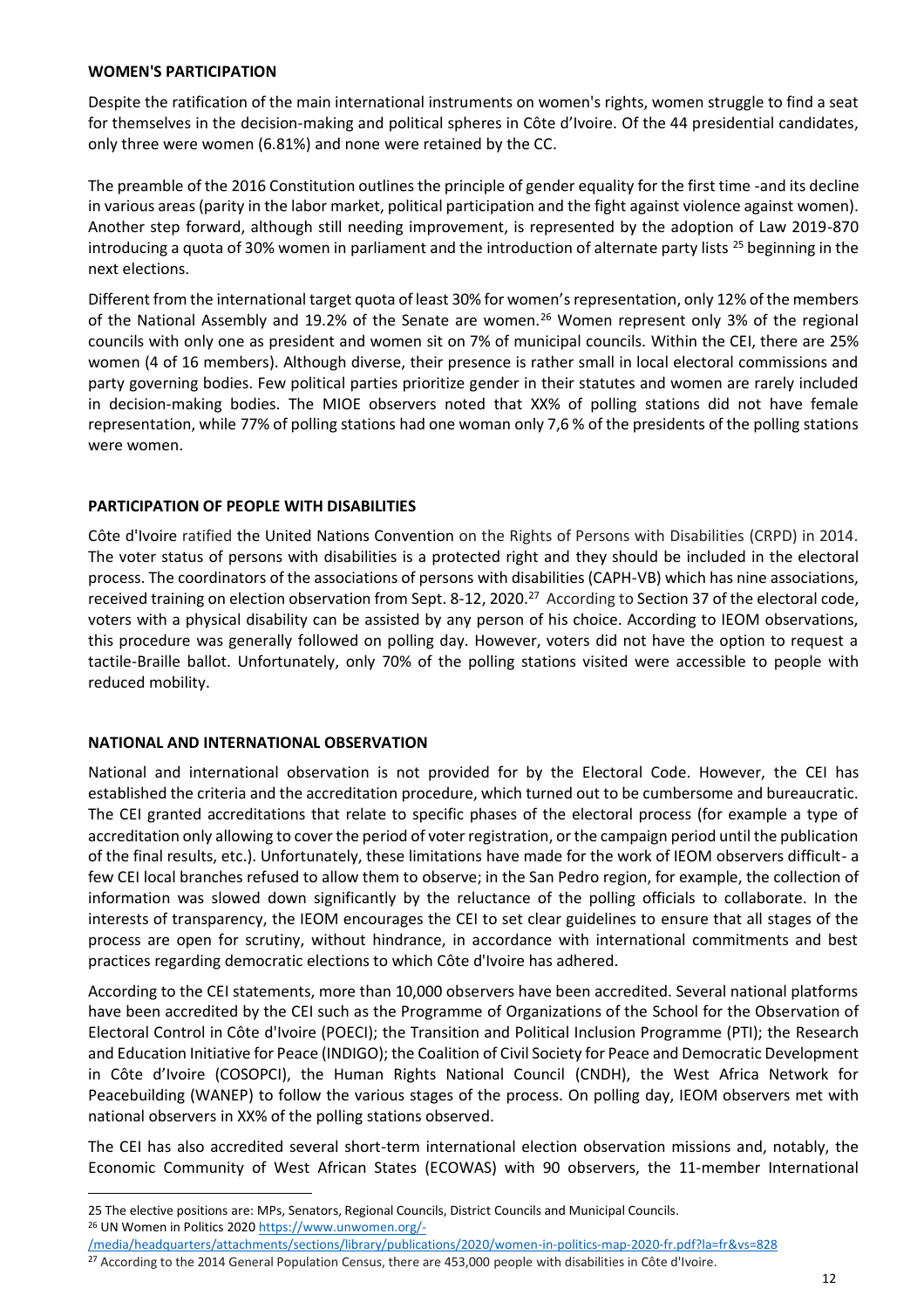**WOMEN'S PARTICIPATION**

Despite the ratification of the main international instruments on women's rights, women struggle to find a seat for themselves in the decision-making and political spheres in Côte d'Ivoire. Of the 44 presidential candidates, only three were women (6.81%) and none were retained by the CC.

The preamble of the 2016 Constitution outlines the principle of gender equality for the first time -and its decline in various areas (parity in the labor market, political participation and the fight against violence against women). Another step forward, although still needing improvement, is represented by the adoption of Law 2019-870 introducing a quota of 30% women in parliament and the introduction of alternate party lists [25] beginning in the next elections.

Different from the international target quota of least 30% for women's representation, only 12% of the members of the National Assembly and 19.2% of the Senate are women.[26] Women represent only 3% of the regional councils with only one as president and women sit on 7% of municipal councils. Within the CEI, there are 25% women (4 of 16 members). Although diverse, their presence is rather small in local electoral commissions and party governing bodies. Few political parties prioritize gender in their statutes and women are rarely included in decision-making bodies. The MIOE observers noted that XX% of polling stations did not have female representation, while 77% of polling stations had one woman only 7,6 % of the presidents of the polling stations were women.

**PARTICIPATION OF PEOPLE WITH DISABILITIES**

Côte d'Ivoire ratified the United Nations Convention on the Rights of Persons with Disabilities (CRPD) in 2014. The voter status of persons with disabilities is a protected right and they should be included in the electoral process. The coordinators of the associations of persons with disabilities (CAPH-VB) which has nine associations, received training on election observation from Sept. 8-12, 2020.[27] According to Section 37 of the electoral code, voters with a physical disability can be assisted by any person of his choice. According to IEOM observations, this procedure was generally followed on polling day. However, voters did not have the option to request a tactile-Braille ballot. Unfortunately, only 70% of the polling stations visited were accessible to people with reduced mobility.

**NATIONAL AND INTERNATIONAL OBSERVATION**

National and international observation is not provided for by the Electoral Code. However, the CEI has established the criteria and the accreditation procedure, which turned out to be cumbersome and bureaucratic. The CEI granted accreditations that relate to specific phases of the electoral process (for example a type of accreditation only allowing to cover the period of voter registration, or the campaign period until the publication of the final results, etc.). Unfortunately, these limitations have made for the work of IEOM observers difficult- a few CEI local branches refused to allow them to observe; in the San Pedro region, for example, the collection of information was slowed down significantly by the reluctance of the polling officials to collaborate. In the interests of transparency, the IEOM encourages the CEI to set clear guidelines to ensure that all stages of the process are open for scrutiny, without hindrance, in accordance with international commitments and best practices regarding democratic elections to which Côte d'Ivoire has adhered.

According to the CEI statements, more than 10,000 observers have been accredited. Several national platforms have been accredited by the CEI such as the Programme of Organizations of the School for the Observation of Electoral Control in Côte d'Ivoire (POECI); the Transition and Political Inclusion Programme (PTI); the Research and Education Initiative for Peace (INDIGO); the Coalition of Civil Society for Peace and Democratic Development in Côte d'Ivoire (COSOPCI), the Human Rights National Council (CNDH), the West Africa Network for Peacebuilding (WANEP) to follow the various stages of the process. On polling day, IEOM observers met with national observers in XX% of the polling stations observed.

The CEI has also accredited several short-term international election observation missions and, notably, the Economic Community of West African States (ECOWAS) with 90 observers, the 11-member International

---

25 The elective positions are: MPs, Senators, Regional Councils, District Councils and Municipal Councils.

[26] UN Women in Politics 2020 https://www.unwomen.org/-/media/headquarters/attachments/sections/library/publications/2020/women-in-politics-map-2020-fr.pdf?la=fr&vs=828

[27] According to the 2014 General Population Census, there are 453,000 people with disabilities in Côte d'Ivoire.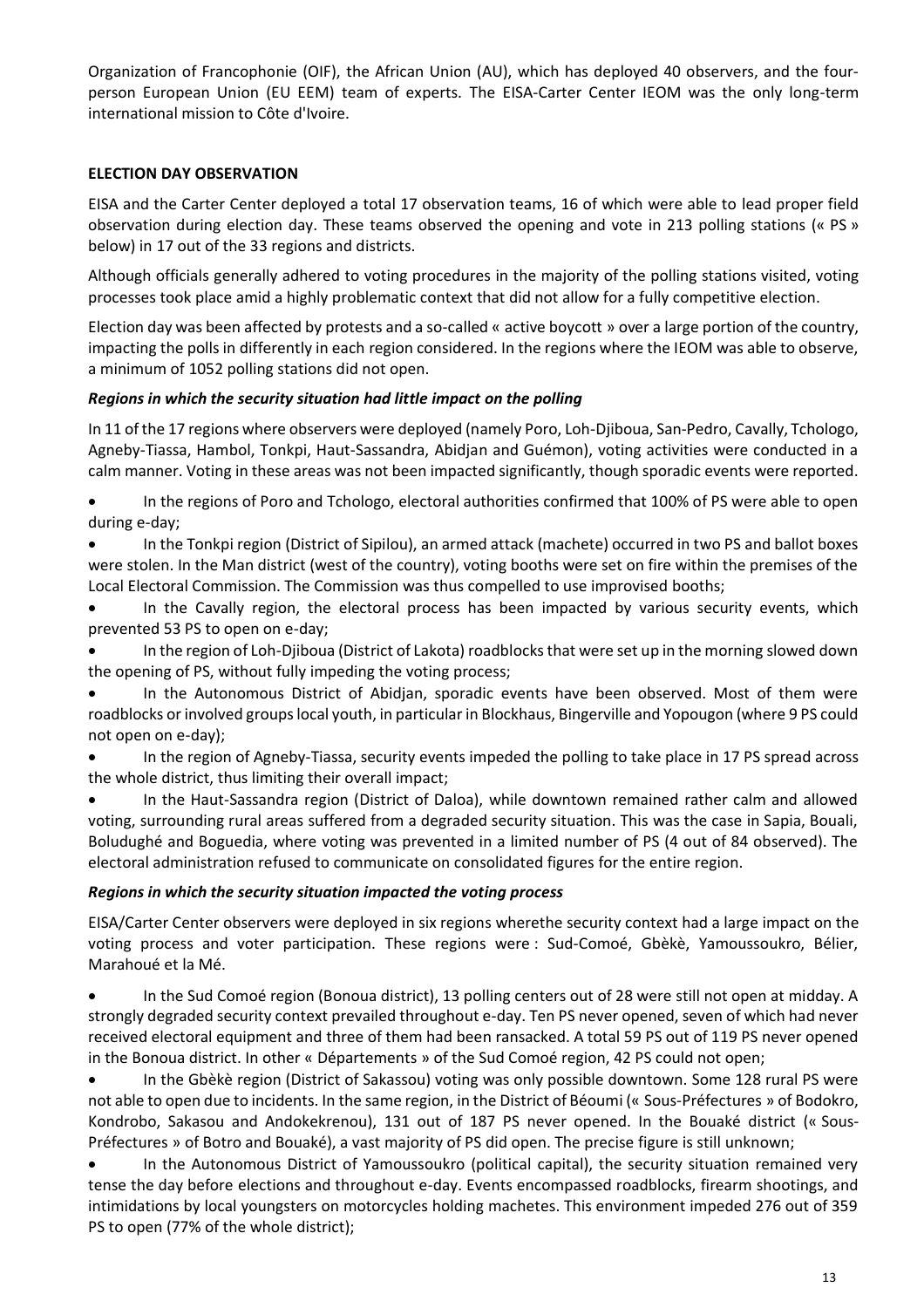Organization of Francophonie (OIF), the African Union (AU), which has deployed 40 observers, and the four-person European Union (EU EEM) team of experts. The EISA-Carter Center IEOM was the only long-term international mission to Côte d'Ivoire.

**ELECTION DAY OBSERVATION**

EISA and the Carter Center deployed a total 17 observation teams, 16 of which were able to lead proper field observation during election day. These teams observed the opening and vote in 213 polling stations (« PS » below) in 17 out of the 33 regions and districts.

Although officials generally adhered to voting procedures in the majority of the polling stations visited, voting processes took place amid a highly problematic context that did not allow for a fully competitive election.

Election day was been affected by protests and a so-called « active boycott » over a large portion of the country, impacting the polls in differently in each region considered. In the regions where the IEOM was able to observe, a minimum of 1052 polling stations did not open.

***Regions in which the security situation had little impact on the polling***

In 11 of the 17 regions where observers were deployed (namely Poro, Loh-Djiboua, San-Pedro, Cavally, Tchologo, Agneby-Tiassa, Hambol, Tonkpi, Haut-Sassandra, Abidjan and Guémon), voting activities were conducted in a calm manner. Voting in these areas was not been impacted significantly, though sporadic events were reported.

- In the regions of Poro and Tchologo, electoral authorities confirmed that 100% of PS were able to open during e-day;
- In the Tonkpi region (District of Sipilou), an armed attack (machete) occurred in two PS and ballot boxes were stolen. In the Man district (west of the country), voting booths were set on fire within the premises of the Local Electoral Commission. The Commission was thus compelled to use improvised booths;
- In the Cavally region, the electoral process has been impacted by various security events, which prevented 53 PS to open on e-day;
- In the region of Loh-Djiboua (District of Lakota) roadblocks that were set up in the morning slowed down the opening of PS, without fully impeding the voting process;
- In the Autonomous District of Abidjan, sporadic events have been observed. Most of them were roadblocks or involved groups local youth, in particular in Blockhaus, Bingerville and Yopougon (where 9 PS could not open on e-day);
- In the region of Agneby-Tiassa, security events impeded the polling to take place in 17 PS spread across the whole district, thus limiting their overall impact;
- In the Haut-Sassandra region (District of Daloa), while downtown remained rather calm and allowed voting, surrounding rural areas suffered from a degraded security situation. This was the case in Sapia, Bouali, Boludughé and Boguedia, where voting was prevented in a limited number of PS (4 out of 84 observed). The electoral administration refused to communicate on consolidated figures for the entire region.

***Regions in which the security situation impacted the voting process***

EISA/Carter Center observers were deployed in six regions wherethe security context had a large impact on the voting process and voter participation. These regions were : Sud-Comoé, Gbèkè, Yamoussoukro, Bélier, Marahoué et la Mé.

- In the Sud Comoé region (Bonoua district), 13 polling centers out of 28 were still not open at midday. A strongly degraded security context prevailed throughout e-day. Ten PS never opened, seven of which had never received electoral equipment and three of them had been ransacked. A total 59 PS out of 119 PS never opened in the Bonoua district. In other « Départements » of the Sud Comoé region, 42 PS could not open;
- In the Gbèkè region (District of Sakassou) voting was only possible downtown. Some 128 rural PS were not able to open due to incidents. In the same region, in the District of Béoumi (« Sous-Préfectures » of Bodokro, Kondrobo, Sakasou and Andokekrenou), 131 out of 187 PS never opened. In the Bouaké district (« Sous-Préfectures » of Botro and Bouaké), a vast majority of PS did open. The precise figure is still unknown;
- In the Autonomous District of Yamoussoukro (political capital), the security situation remained very tense the day before elections and throughout e-day. Events encompassed roadblocks, firearm shootings, and intimidations by local youngsters on motorcycles holding machetes. This environment impeded 276 out of 359 PS to open (77% of the whole district);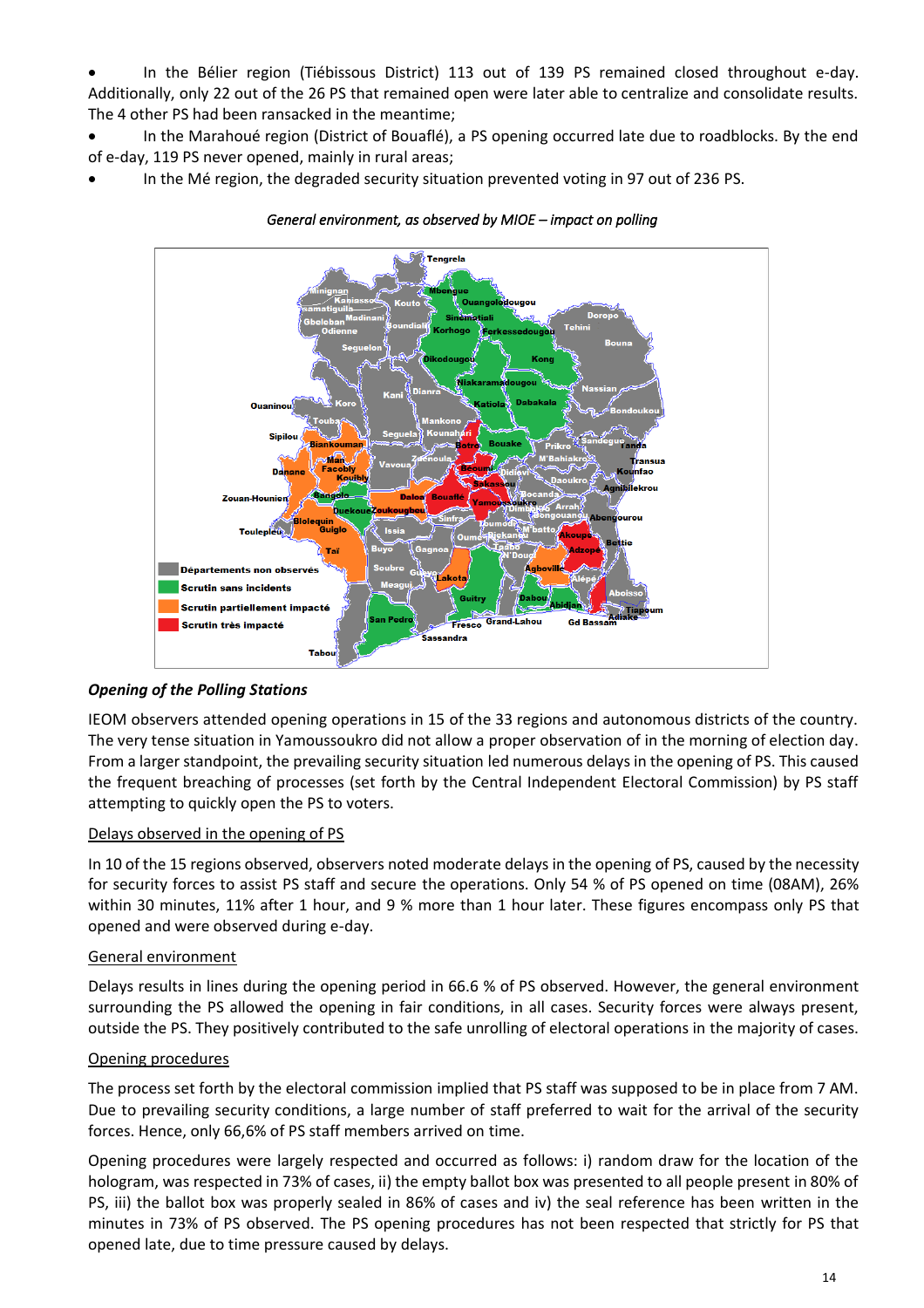- In the Bélier region (Tiébissous District) 113 out of 139 PS remained closed throughout e-day. Additionally, only 22 out of the 26 PS that remained open were later able to centralize and consolidate results. The 4 other PS had been ransacked in the meantime;
- In the Marahoué region (District of Bouaflé), a PS opening occurred late due to roadblocks. By the end of e-day, 119 PS never opened, mainly in rural areas;
- In the Mé region, the degraded security situation prevented voting in 97 out of 236 PS.

*General environment, as observed by MIOE – impact on polling*

### *Opening of the Polling Stations*

IEOM observers attended opening operations in 15 of the 33 regions and autonomous districts of the country. The very tense situation in Yamoussoukro did not allow a proper observation of in the morning of election day. From a larger standpoint, the prevailing security situation led numerous delays in the opening of PS. This caused the frequent breaching of processes (set forth by the Central Independent Electoral Commission) by PS staff attempting to quickly open the PS to voters.

<u>Delays observed in the opening of PS</u>

In 10 of the 15 regions observed, observers noted moderate delays in the opening of PS, caused by the necessity for security forces to assist PS staff and secure the operations. Only 54 % of PS opened on time (08AM), 26% within 30 minutes, 11% after 1 hour, and 9 % more than 1 hour later. These figures encompass only PS that opened and were observed during e-day.

<u>General environment</u>

Delays results in lines during the opening period in 66.6 % of PS observed. However, the general environment surrounding the PS allowed the opening in fair conditions, in all cases. Security forces were always present, outside the PS. They positively contributed to the safe unrolling of electoral operations in the majority of cases.

<u>Opening procedures</u>

The process set forth by the electoral commission implied that PS staff was supposed to be in place from 7 AM. Due to prevailing security conditions, a large number of staff preferred to wait for the arrival of the security forces. Hence, only 66,6% of PS staff members arrived on time.

Opening procedures were largely respected and occurred as follows: i) random draw for the location of the hologram, was respected in 73% of cases, ii) the empty ballot box was presented to all people present in 80% of PS, iii) the ballot box was properly sealed in 86% of cases and iv) the seal reference has been written in the minutes in 73% of PS observed. The PS opening procedures has not been respected that strictly for PS that opened late, due to time pressure caused by delays.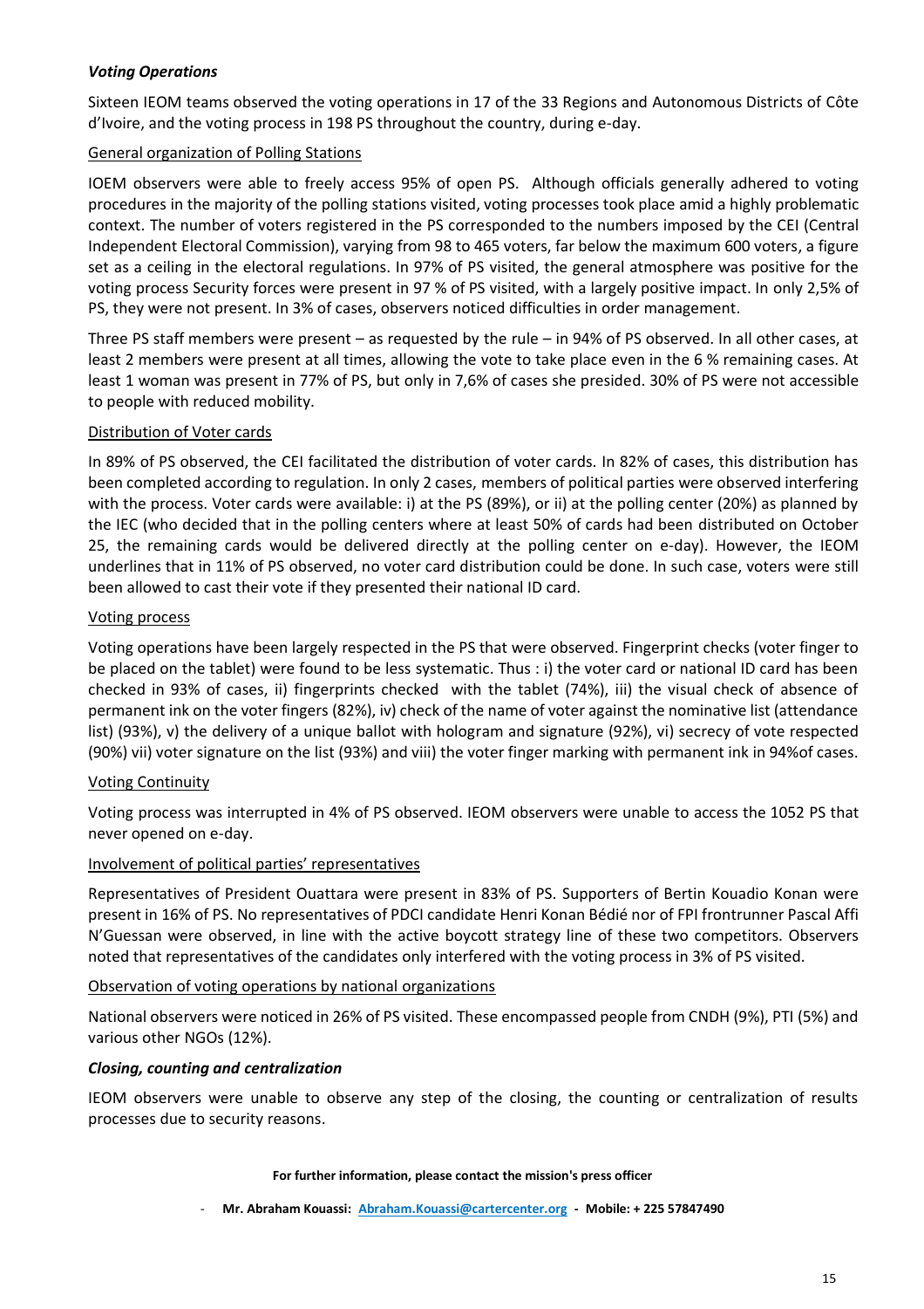### *Voting Operations*

Sixteen IEOM teams observed the voting operations in 17 of the 33 Regions and Autonomous Districts of Côte d'Ivoire, and the voting process in 198 PS throughout the country, during e-day.

#### General organization of Polling Stations

IOEM observers were able to freely access 95% of open PS. Although officials generally adhered to voting procedures in the majority of the polling stations visited, voting processes took place amid a highly problematic context. The number of voters registered in the PS corresponded to the numbers imposed by the CEI (Central Independent Electoral Commission), varying from 98 to 465 voters, far below the maximum 600 voters, a figure set as a ceiling in the electoral regulations. In 97% of PS visited, the general atmosphere was positive for the voting process Security forces were present in 97 % of PS visited, with a largely positive impact. In only 2,5% of PS, they were not present. In 3% of cases, observers noticed difficulties in order management.

Three PS staff members were present – as requested by the rule – in 94% of PS observed. In all other cases, at least 2 members were present at all times, allowing the vote to take place even in the 6 % remaining cases. At least 1 woman was present in 77% of PS, but only in 7,6% of cases she presided. 30% of PS were not accessible to people with reduced mobility.

#### Distribution of Voter cards

In 89% of PS observed, the CEI facilitated the distribution of voter cards. In 82% of cases, this distribution has been completed according to regulation. In only 2 cases, members of political parties were observed interfering with the process. Voter cards were available: i) at the PS (89%), or ii) at the polling center (20%) as planned by the IEC (who decided that in the polling centers where at least 50% of cards had been distributed on October 25, the remaining cards would be delivered directly at the polling center on e-day). However, the IEOM underlines that in 11% of PS observed, no voter card distribution could be done. In such case, voters were still been allowed to cast their vote if they presented their national ID card.

#### Voting process

Voting operations have been largely respected in the PS that were observed. Fingerprint checks (voter finger to be placed on the tablet) were found to be less systematic. Thus : i) the voter card or national ID card has been checked in 93% of cases, ii) fingerprints checked with the tablet (74%), iii) the visual check of absence of permanent ink on the voter fingers (82%), iv) check of the name of voter against the nominative list (attendance list) (93%), v) the delivery of a unique ballot with hologram and signature (92%), vi) secrecy of vote respected (90%) vii) voter signature on the list (93%) and viii) the voter finger marking with permanent ink in 94%of cases.

#### Voting Continuity

Voting process was interrupted in 4% of PS observed. IEOM observers were unable to access the 1052 PS that never opened on e-day.

#### Involvement of political parties' representatives

Representatives of President Ouattara were present in 83% of PS. Supporters of Bertin Kouadio Konan were present in 16% of PS. No representatives of PDCI candidate Henri Konan Bédié nor of FPI frontrunner Pascal Affi N'Guessan were observed, in line with the active boycott strategy line of these two competitors. Observers noted that representatives of the candidates only interfered with the voting process in 3% of PS visited.

#### Observation of voting operations by national organizations

National observers were noticed in 26% of PS visited. These encompassed people from CNDH (9%), PTI (5%) and various other NGOs (12%).

### *Closing, counting and centralization*

IEOM observers were unable to observe any step of the closing, the counting or centralization of results processes due to security reasons.

**For further information, please contact the mission's press officer**

- **Mr. Abraham Kouassi: Abraham.Kouassi@cartercenter.org - Mobile: + 225 57847490**